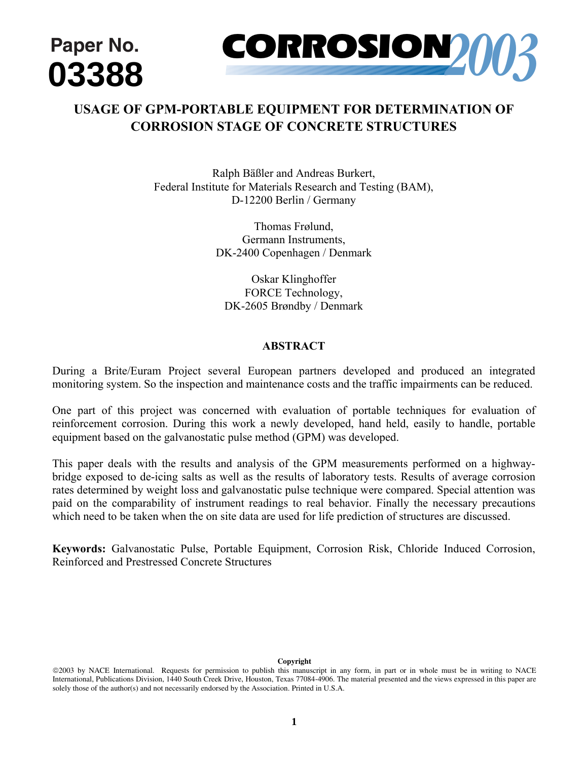Paper No.
**03388**

CORROSION 2003

# USAGE OF GPM-PORTABLE EQUIPMENT FOR DETERMINATION OF CORROSION STAGE OF CONCRETE STRUCTURES

Ralph Bäßler and Andreas Burkert,
Federal Institute for Materials Research and Testing (BAM),
D-12200 Berlin / Germany

Thomas Frølund,
Germann Instruments,
DK-2400 Copenhagen / Denmark

Oskar Klinghoffer
FORCE Technology,
DK-2605 Brøndby / Denmark

## ABSTRACT

During a Brite/Euram Project several European partners developed and produced an integrated monitoring system. So the inspection and maintenance costs and the traffic impairments can be reduced.

One part of this project was concerned with evaluation of portable techniques for evaluation of reinforcement corrosion. During this work a newly developed, hand held, easily to handle, portable equipment based on the galvanostatic pulse method (GPM) was developed.

This paper deals with the results and analysis of the GPM measurements performed on a highway-bridge exposed to de-icing salts as well as the results of laboratory tests. Results of average corrosion rates determined by weight loss and galvanostatic pulse technique were compared. Special attention was paid on the comparability of instrument readings to real behavior. Finally the necessary precautions which need to be taken when the on site data are used for life prediction of structures are discussed.

**Keywords:** Galvanostatic Pulse, Portable Equipment, Corrosion Risk, Chloride Induced Corrosion, Reinforced and Prestressed Concrete Structures

**Copyright**
©2003 by NACE International. Requests for permission to publish this manuscript in any form, in part or in whole must be in writing to NACE International, Publications Division, 1440 South Creek Drive, Houston, Texas 77084-4906. The material presented and the views expressed in this paper are solely those of the author(s) and not necessarily endorsed by the Association. Printed in U.S.A.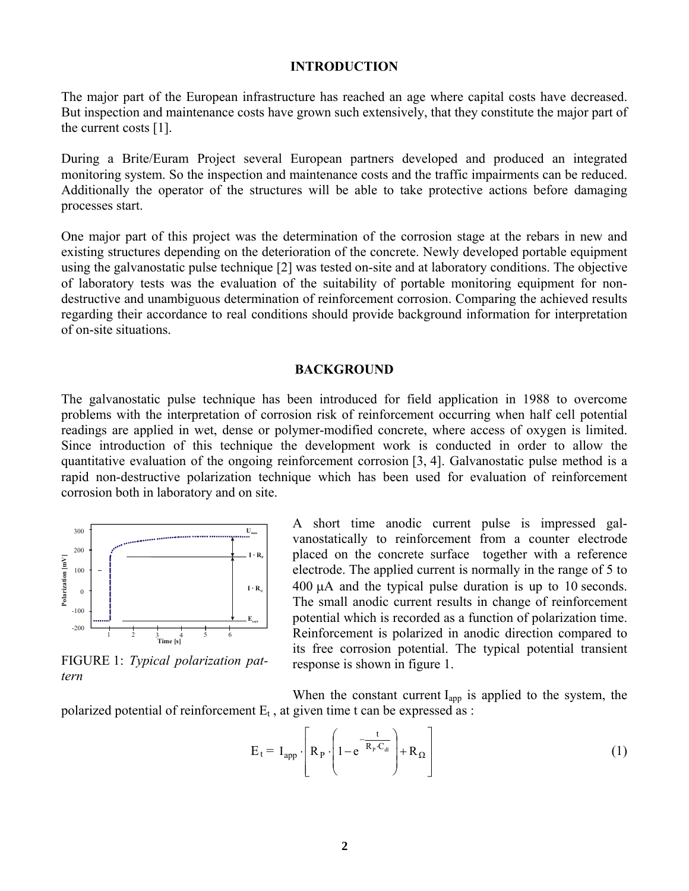## INTRODUCTION

The major part of the European infrastructure has reached an age where capital costs have decreased. But inspection and maintenance costs have grown such extensively, that they constitute the major part of the current costs [1].

During a Brite/Euram Project several European partners developed and produced an integrated monitoring system. So the inspection and maintenance costs and the traffic impairments can be reduced. Additionally the operator of the structures will be able to take protective actions before damaging processes start.

One major part of this project was the determination of the corrosion stage at the rebars in new and existing structures depending on the deterioration of the concrete. Newly developed portable equipment using the galvanostatic pulse technique [2] was tested on-site and at laboratory conditions. The objective of laboratory tests was the evaluation of the suitability of portable monitoring equipment for non-destructive and unambiguous determination of reinforcement corrosion. Comparing the achieved results regarding their accordance to real conditions should provide background information for interpretation of on-site situations.

## BACKGROUND

The galvanostatic pulse technique has been introduced for field application in 1988 to overcome problems with the interpretation of corrosion risk of reinforcement occurring when half cell potential readings are applied in wet, dense or polymer-modified concrete, where access of oxygen is limited. Since introduction of this technique the development work is conducted in order to allow the quantitative evaluation of the ongoing reinforcement corrosion [3, 4]. Galvanostatic pulse method is a rapid non-destructive polarization technique which has been used for evaluation of reinforcement corrosion both in laboratory and on site.

FIGURE 1: *Typical polarization pattern*

A short time anodic current pulse is impressed galvanostatically to reinforcement from a counter electrode placed on the concrete surface together with a reference electrode. The applied current is normally in the range of 5 to 400 µA and the typical pulse duration is up to 10 seconds. The small anodic current results in change of reinforcement potential which is recorded as a function of polarization time. Reinforcement is polarized in anodic direction compared to its free corrosion potential. The typical potential transient response is shown in figure 1.

When the constant current $I_{app}$ is applied to the system, the polarized potential of reinforcement $E_t$ , at given time t can be expressed as :

$$E_t = I_{app} \cdot \left[ R_P \cdot \left( 1 - e^{-\frac{t}{R_P \cdot C_{dl}}} \right) + R_\Omega \right] \quad (1)$$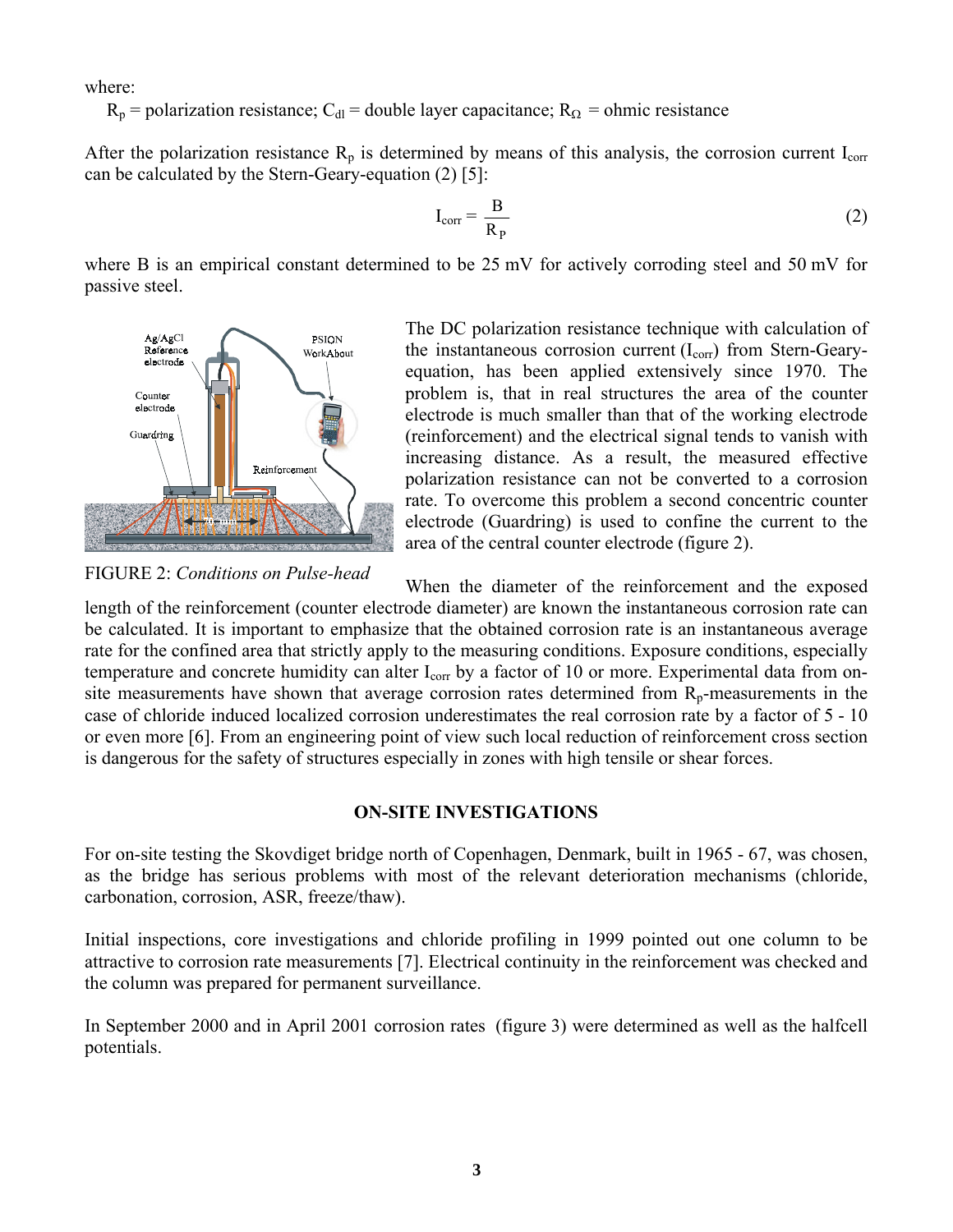where:

$R_p$ = polarization resistance; $C_{dl}$ = double layer capacitance; $R_\Omega$ = ohmic resistance

After the polarization resistance $R_p$ is determined by means of this analysis, the corrosion current $I_{corr}$ can be calculated by the Stern-Geary-equation (2) [5]:

$$I_{corr} = \frac{B}{R_P} \tag{2}$$

where B is an empirical constant determined to be 25 mV for actively corroding steel and 50 mV for passive steel.

FIGURE 2: *Conditions on Pulse-head*

The DC polarization resistance technique with calculation of the instantaneous corrosion current ($I_{corr}$) from Stern-Geary-equation, has been applied extensively since 1970. The problem is, that in real structures the area of the counter electrode is much smaller than that of the working electrode (reinforcement) and the electrical signal tends to vanish with increasing distance. As a result, the measured effective polarization resistance can not be converted to a corrosion rate. To overcome this problem a second concentric counter electrode (Guardring) is used to confine the current to the area of the central counter electrode (figure 2).

When the diameter of the reinforcement and the exposed length of the reinforcement (counter electrode diameter) are known the instantaneous corrosion rate can be calculated. It is important to emphasize that the obtained corrosion rate is an instantaneous average rate for the confined area that strictly apply to the measuring conditions. Exposure conditions, especially temperature and concrete humidity can alter $I_{corr}$ by a factor of 10 or more. Experimental data from on-site measurements have shown that average corrosion rates determined from $R_p$-measurements in the case of chloride induced localized corrosion underestimates the real corrosion rate by a factor of 5 - 10 or even more [6]. From an engineering point of view such local reduction of reinforcement cross section is dangerous for the safety of structures especially in zones with high tensile or shear forces.

## ON-SITE INVESTIGATIONS

For on-site testing the Skovdiget bridge north of Copenhagen, Denmark, built in 1965 - 67, was chosen, as the bridge has serious problems with most of the relevant deterioration mechanisms (chloride, carbonation, corrosion, ASR, freeze/thaw).

Initial inspections, core investigations and chloride profiling in 1999 pointed out one column to be attractive to corrosion rate measurements [7]. Electrical continuity in the reinforcement was checked and the column was prepared for permanent surveillance.

In September 2000 and in April 2001 corrosion rates (figure 3) were determined as well as the halfcell potentials.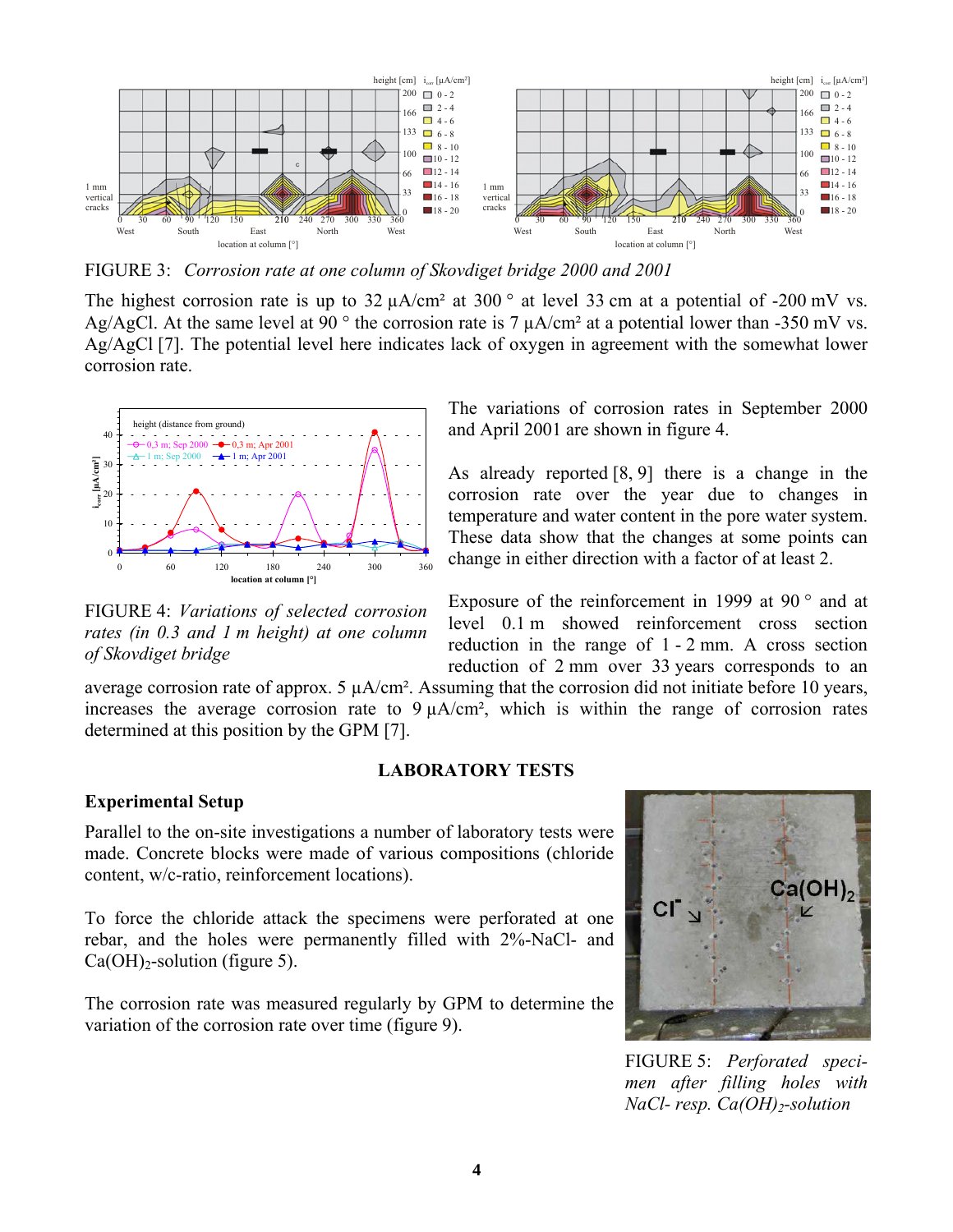FIGURE 3: *Corrosion rate at one column of Skovdiget bridge 2000 and 2001*

The highest corrosion rate is up to 32 µA/cm² at 300 ° at level 33 cm at a potential of -200 mV vs. Ag/AgCl. At the same level at 90 ° the corrosion rate is 7 µA/cm² at a potential lower than -350 mV vs. Ag/AgCl [7]. The potential level here indicates lack of oxygen in agreement with the somewhat lower corrosion rate.

FIGURE 4: *Variations of selected corrosion rates (in 0.3 and 1 m height) at one column of Skovdiget bridge*

The variations of corrosion rates in September 2000 and April 2001 are shown in figure 4.

As already reported [8, 9] there is a change in the corrosion rate over the year due to changes in temperature and water content in the pore water system. These data show that the changes at some points can change in either direction with a factor of at least 2.

Exposure of the reinforcement in 1999 at 90 ° and at level 0.1 m showed reinforcement cross section reduction in the range of 1 - 2 mm. A cross section reduction of 2 mm over 33 years corresponds to an average corrosion rate of approx. 5 µA/cm². Assuming that the corrosion did not initiate before 10 years, increases the average corrosion rate to 9 µA/cm², which is within the range of corrosion rates determined at this position by the GPM [7].

## LABORATORY TESTS

### Experimental Setup

Parallel to the on-site investigations a number of laboratory tests were made. Concrete blocks were made of various compositions (chloride content, w/c-ratio, reinforcement locations).

To force the chloride attack the specimens were perforated at one rebar, and the holes were permanently filled with 2%-NaCl- and $Ca(OH)_2$-solution (figure 5).

The corrosion rate was measured regularly by GPM to determine the variation of the corrosion rate over time (figure 9).

FIGURE 5: *Perforated specimen after filling holes with NaCl- resp. $Ca(OH)_2$-solution*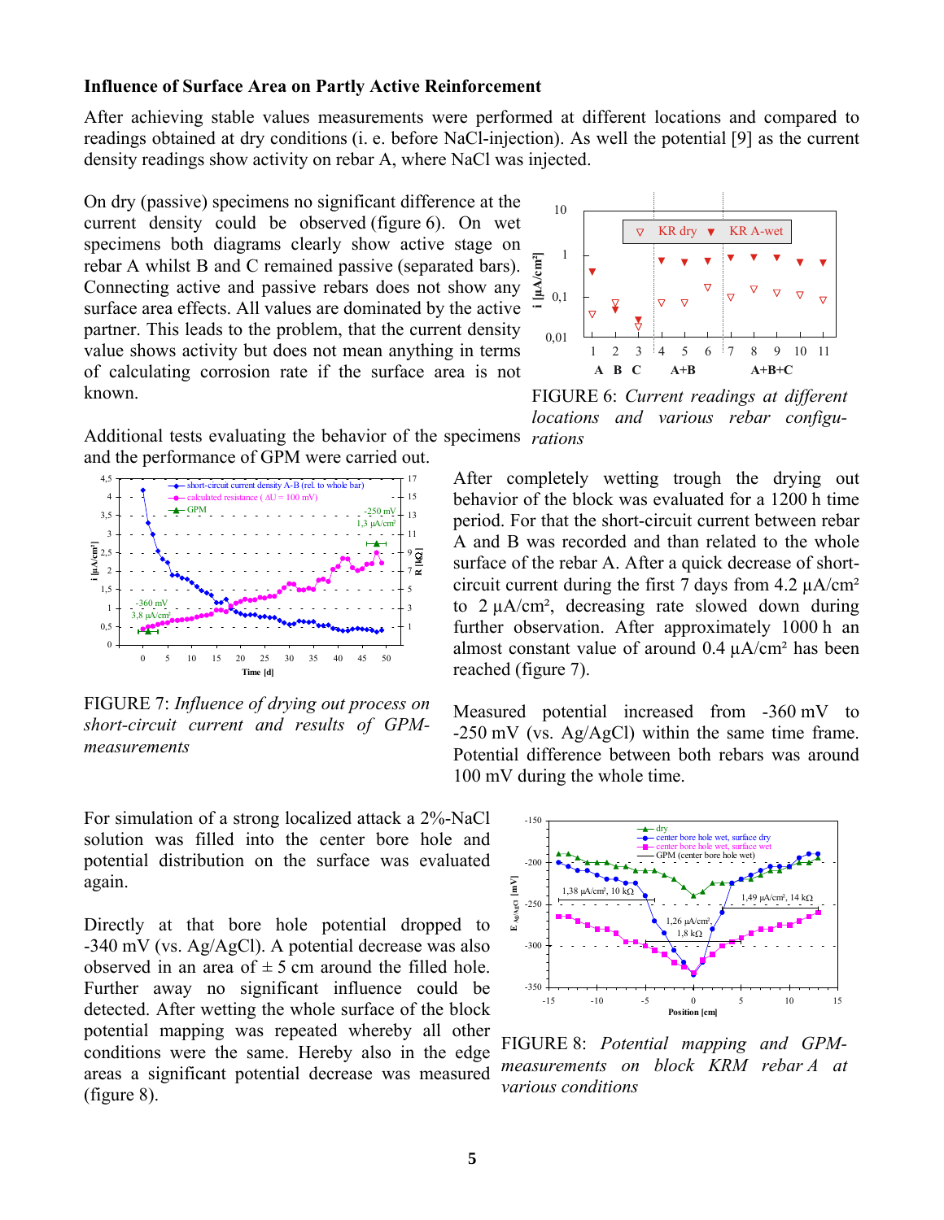### Influence of Surface Area on Partly Active Reinforcement

After achieving stable values measurements were performed at different locations and compared to readings obtained at dry conditions (i. e. before NaCl-injection). As well the potential [9] as the current density readings show activity on rebar A, where NaCl was injected.

On dry (passive) specimens no significant difference at the current density could be observed (figure 6). On wet specimens both diagrams clearly show active stage on rebar A whilst B and C remained passive (separated bars). Connecting active and passive rebars does not show any surface area effects. All values are dominated by the active partner. This leads to the problem, that the current density value shows activity but does not mean anything in terms of calculating corrosion rate if the surface area is not known.

FIGURE 6: *Current readings at different locations and various rebar configurations*

Additional tests evaluating the behavior of the specimens and the performance of GPM were carried out.

FIGURE 7: *Influence of drying out process on short-circuit current and results of GPM-measurements*

After completely wetting trough the drying out behavior of the block was evaluated for a 1200 h time period. For that the short-circuit current between rebar A and B was recorded and than related to the whole surface of the rebar A. After a quick decrease of short-circuit current during the first 7 days from 4.2 µA/cm² to 2 µA/cm², decreasing rate slowed down during further observation. After approximately 1000 h an almost constant value of around 0.4 µA/cm² has been reached (figure 7).

Measured potential increased from -360 mV to -250 mV (vs. Ag/AgCl) within the same time frame. Potential difference between both rebars was around 100 mV during the whole time.

For simulation of a strong localized attack a 2%-NaCl solution was filled into the center bore hole and potential distribution on the surface was evaluated again.

Directly at that bore hole potential dropped to -340 mV (vs. Ag/AgCl). A potential decrease was also observed in an area of ± 5 cm around the filled hole. Further away no significant influence could be detected. After wetting the whole surface of the block potential mapping was repeated whereby all other conditions were the same. Hereby also in the edge areas a significant potential decrease was measured (figure 8).

FIGURE 8: *Potential mapping and GPM-measurements on block KRM rebar A at various conditions*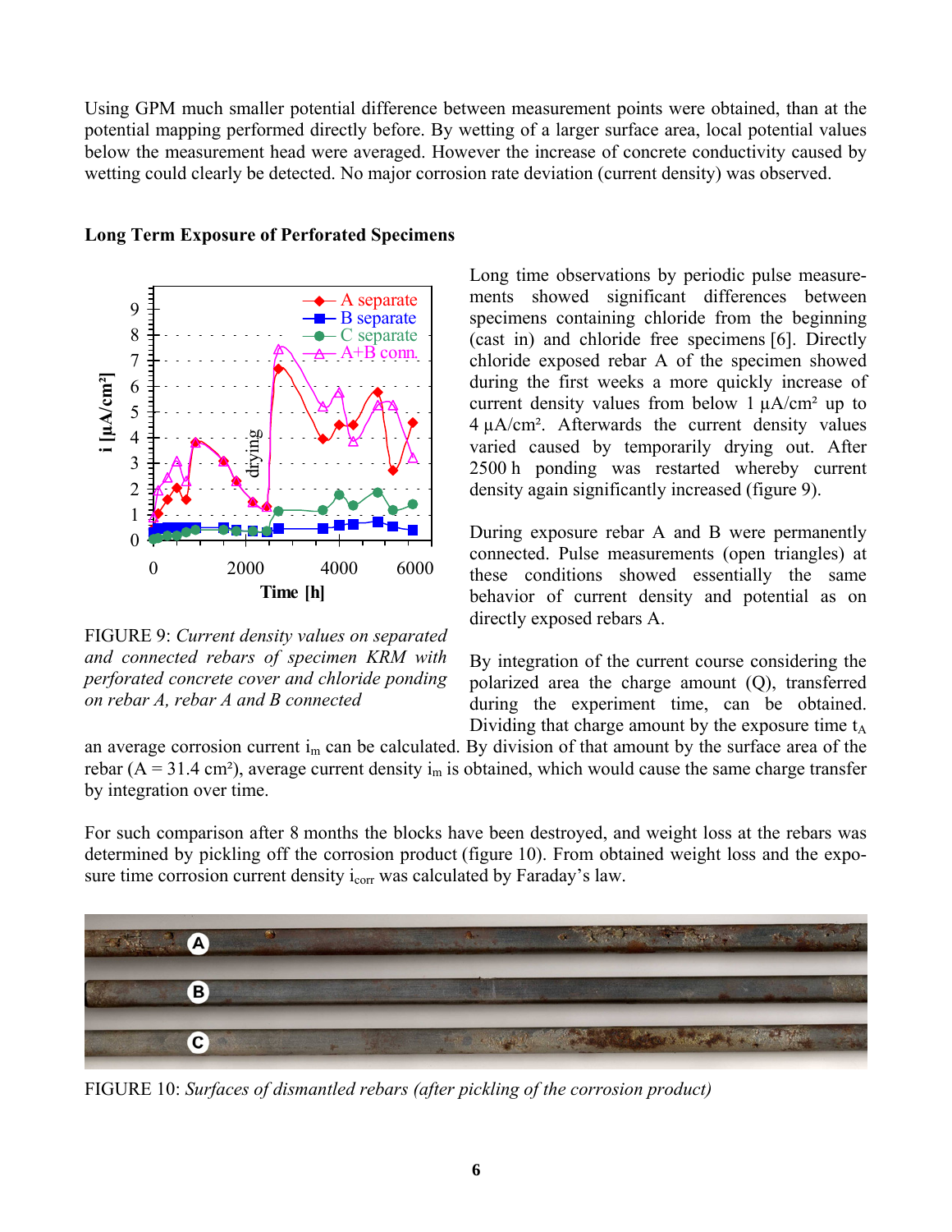Using GPM much smaller potential difference between measurement points were obtained, than at the potential mapping performed directly before. By wetting of a larger surface area, local potential values below the measurement head were averaged. However the increase of concrete conductivity caused by wetting could clearly be detected. No major corrosion rate deviation (current density) was observed.

### Long Term Exposure of Perforated Specimens

FIGURE 9: *Current density values on separated and connected rebars of specimen KRM with perforated concrete cover and chloride ponding on rebar A, rebar A and B connected*

Long time observations by periodic pulse measurements showed significant differences between specimens containing chloride from the beginning (cast in) and chloride free specimens [6]. Directly chloride exposed rebar A of the specimen showed during the first weeks a more quickly increase of current density values from below 1 µA/cm² up to 4 µA/cm². Afterwards the current density values varied caused by temporarily drying out. After 2500 h ponding was restarted whereby current density again significantly increased (figure 9).

During exposure rebar A and B were permanently connected. Pulse measurements (open triangles) at these conditions showed essentially the same behavior of current density and potential as on directly exposed rebars A.

By integration of the current course considering the polarized area the charge amount (Q), transferred during the experiment time, can be obtained. Dividing that charge amount by the exposure time $t_A$ an average corrosion current $i_m$ can be calculated. By division of that amount by the surface area of the rebar (A = 31.4 cm²), average current density $i_m$ is obtained, which would cause the same charge transfer by integration over time.

For such comparison after 8 months the blocks have been destroyed, and weight loss at the rebars was determined by pickling off the corrosion product (figure 10). From obtained weight loss and the exposure time corrosion current density $i_{corr}$ was calculated by Faraday's law.

FIGURE 10: *Surfaces of dismantled rebars (after pickling of the corrosion product)*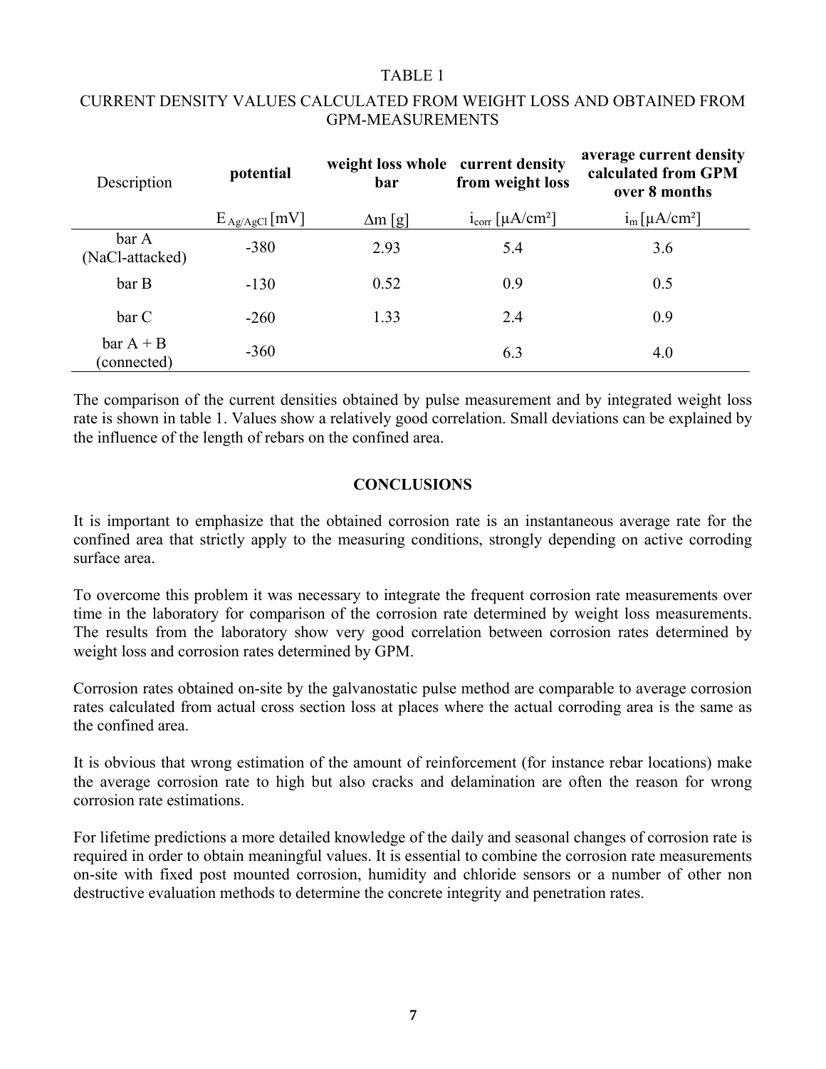TABLE 1

CURRENT DENSITY VALUES CALCULATED FROM WEIGHT LOSS AND OBTAINED FROM GPM-MEASUREMENTS

| Description | **potential** | **weight loss whole bar** | **current density from weight loss** | **average current density calculated from GPM over 8 months** |
|---|---|---|---|---|
| | $E_{Ag/AgCl}$ [mV] | $\Delta m$ [g] | $i_{corr}$ [µA/cm²] | $i_m$ [µA/cm²] |
| bar A (NaCl-attacked) | -380 | 2.93 | 5.4 | 3.6 |
| bar B | -130 | 0.52 | 0.9 | 0.5 |
| bar C | -260 | 1.33 | 2.4 | 0.9 |
| bar A + B (connected) | -360 | | 6.3 | 4.0 |

The comparison of the current densities obtained by pulse measurement and by integrated weight loss rate is shown in table 1. Values show a relatively good correlation. Small deviations can be explained by the influence of the length of rebars on the confined area.

## CONCLUSIONS

It is important to emphasize that the obtained corrosion rate is an instantaneous average rate for the confined area that strictly apply to the measuring conditions, strongly depending on active corroding surface area.

To overcome this problem it was necessary to integrate the frequent corrosion rate measurements over time in the laboratory for comparison of the corrosion rate determined by weight loss measurements. The results from the laboratory show very good correlation between corrosion rates determined by weight loss and corrosion rates determined by GPM.

Corrosion rates obtained on-site by the galvanostatic pulse method are comparable to average corrosion rates calculated from actual cross section loss at places where the actual corroding area is the same as the confined area.

It is obvious that wrong estimation of the amount of reinforcement (for instance rebar locations) make the average corrosion rate to high but also cracks and delamination are often the reason for wrong corrosion rate estimations.

For lifetime predictions a more detailed knowledge of the daily and seasonal changes of corrosion rate is required in order to obtain meaningful values. It is essential to combine the corrosion rate measurements on-site with fixed post mounted corrosion, humidity and chloride sensors or a number of other non destructive evaluation methods to determine the concrete integrity and penetration rates.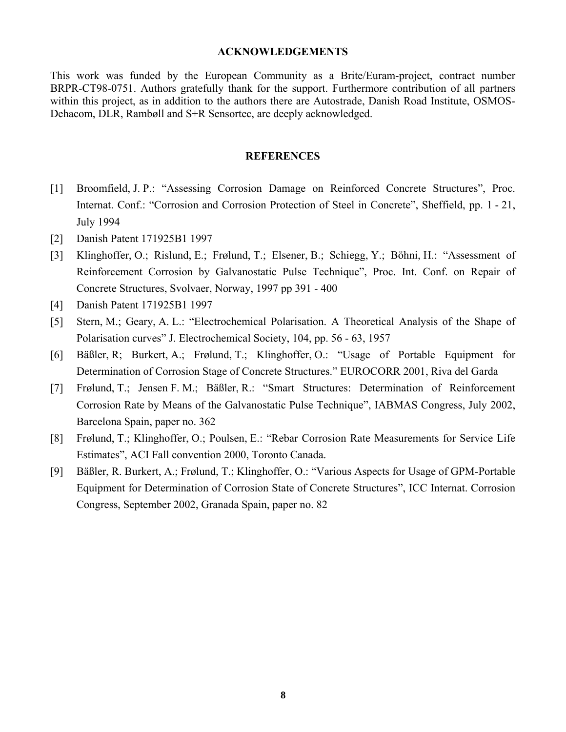## ACKNOWLEDGEMENTS

This work was funded by the European Community as a Brite/Euram-project, contract number BRPR-CT98-0751. Authors gratefully thank for the support. Furthermore contribution of all partners within this project, as in addition to the authors there are Autostrade, Danish Road Institute, OSMOS-Dehacom, DLR, Rambøll and S+R Sensortec, are deeply acknowledged.

## REFERENCES

[1] Broomfield, J. P.: "Assessing Corrosion Damage on Reinforced Concrete Structures", Proc. Internat. Conf.: "Corrosion and Corrosion Protection of Steel in Concrete", Sheffield, pp. 1 - 21, July 1994

[2] Danish Patent 171925B1 1997

[3] Klinghoffer, O.; Rislund, E.; Frølund, T.; Elsener, B.; Schiegg, Y.; Böhni, H.: "Assessment of Reinforcement Corrosion by Galvanostatic Pulse Technique", Proc. Int. Conf. on Repair of Concrete Structures, Svolvaer, Norway, 1997 pp 391 - 400

[4] Danish Patent 171925B1 1997

[5] Stern, M.; Geary, A. L.: "Electrochemical Polarisation. A Theoretical Analysis of the Shape of Polarisation curves" J. Electrochemical Society, 104, pp. 56 - 63, 1957

[6] Bäßler, R; Burkert, A.; Frølund, T.; Klinghoffer, O.: "Usage of Portable Equipment for Determination of Corrosion Stage of Concrete Structures." EUROCORR 2001, Riva del Garda

[7] Frølund, T.; Jensen F. M.; Bäßler, R.: "Smart Structures: Determination of Reinforcement Corrosion Rate by Means of the Galvanostatic Pulse Technique", IABMAS Congress, July 2002, Barcelona Spain, paper no. 362

[8] Frølund, T.; Klinghoffer, O.; Poulsen, E.: "Rebar Corrosion Rate Measurements for Service Life Estimates", ACI Fall convention 2000, Toronto Canada.

[9] Bäßler, R. Burkert, A.; Frølund, T.; Klinghoffer, O.: "Various Aspects for Usage of GPM-Portable Equipment for Determination of Corrosion State of Concrete Structures", ICC Internat. Corrosion Congress, September 2002, Granada Spain, paper no. 82